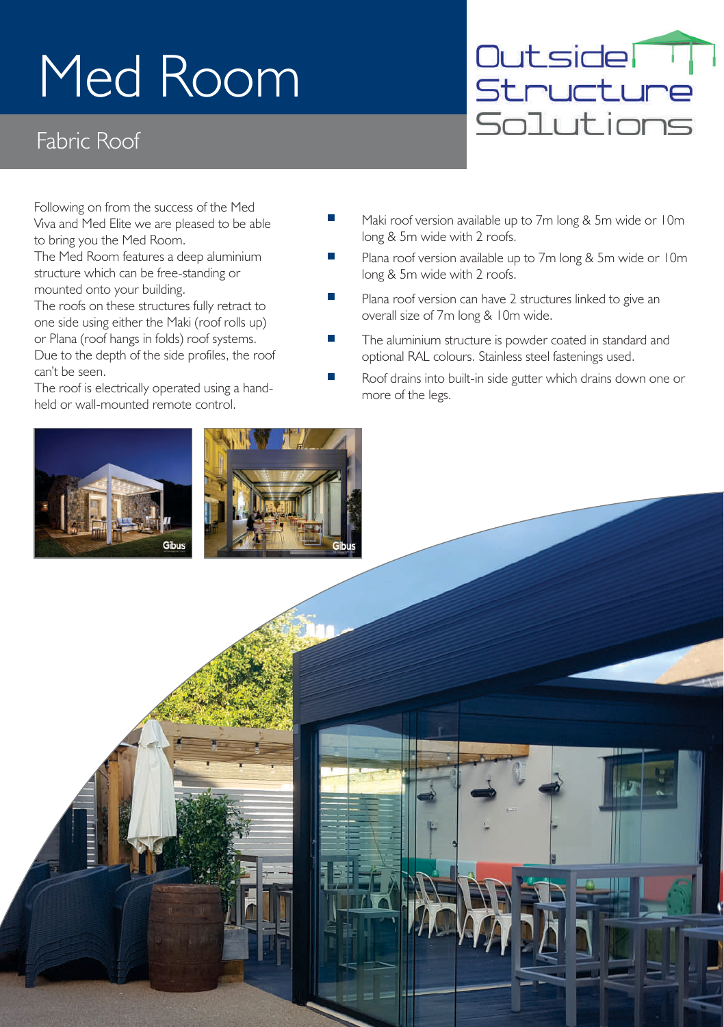# Med Room

## Fabric Roof

Outside Structure Solutions

Following on from the success of the Med Viva and Med Elite we are pleased to be able to bring you the Med Room.

The Med Room features a deep aluminium structure which can be free-standing or mounted onto your building.

The roofs on these structures fully retract to one side using either the Maki (roof rolls up) or Plana (roof hangs in folds) roof systems. Due to the depth of the side profiles, the roof can't be seen.

The roof is electrically operated using a hand-held or wall-mounted remote control.

- Maki roof version available up to 7m long & 5m wide or 10m long & 5m wide with 2 roofs.
- Plana roof version available up to 7m long & 5m wide or 10m long & 5m wide with 2 roofs.
- Plana roof version can have 2 structures linked to give an overall size of 7m long & 10m wide.
- The aluminium structure is powder coated in standard and optional RAL colours. Stainless steel fastenings used.
- Roof drains into built-in side gutter which drains down one or more of the legs.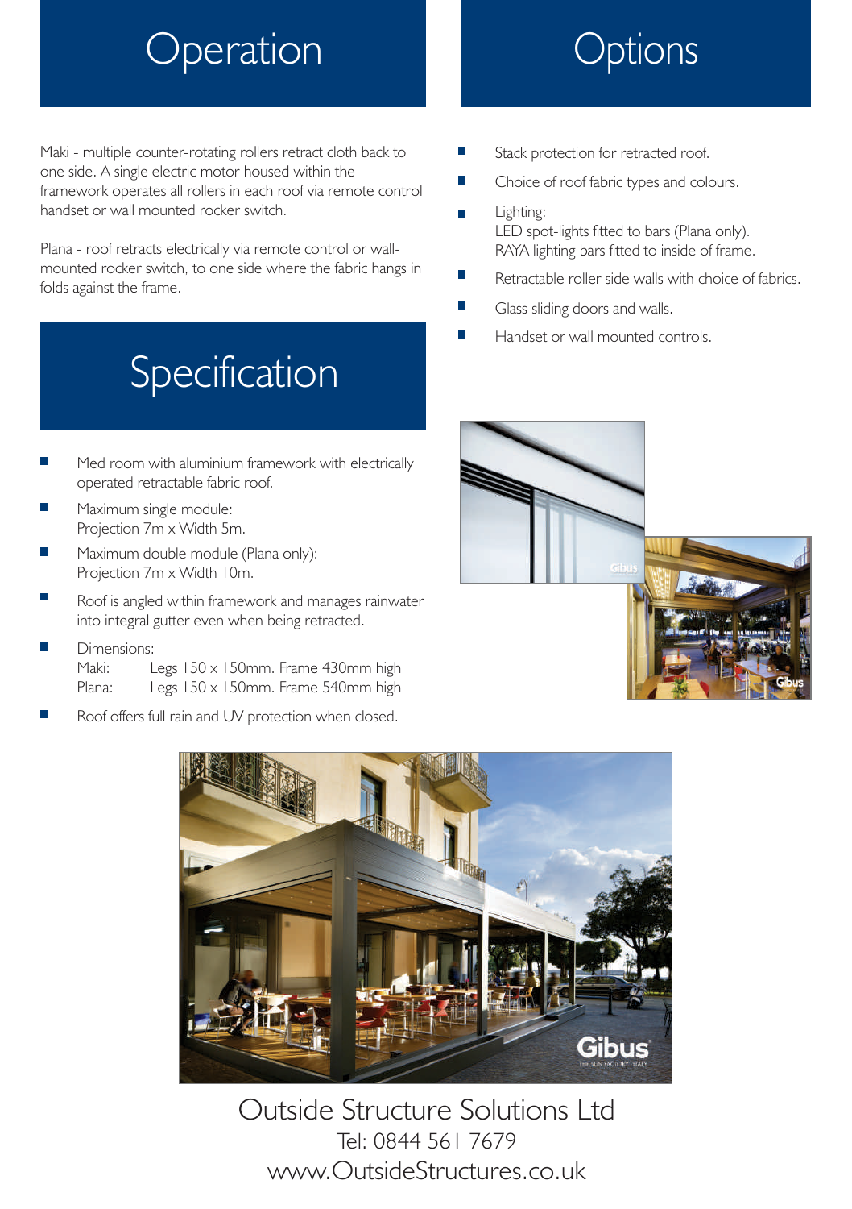# Operation

Maki - multiple counter-rotating rollers retract cloth back to one side. A single electric motor housed within the framework operates all rollers in each roof via remote control handset or wall mounted rocker switch.

Plana - roof retracts electrically via remote control or wall-mounted rocker switch, to one side where the fabric hangs in folds against the frame.

# Specification

- Med room with aluminium framework with electrically operated retractable fabric roof.
- Maximum single module:
  Projection 7m x Width 5m.
- Maximum double module (Plana only):
  Projection 7m x Width 10m.
- Roof is angled within framework and manages rainwater into integral gutter even when being retracted.
- Dimensions:
  Maki: Legs 150 x 150mm. Frame 430mm high
  Plana: Legs 150 x 150mm. Frame 540mm high
- Roof offers full rain and UV protection when closed.

# Options

- Stack protection for retracted roof.
- Choice of roof fabric types and colours.
- Lighting:
  LED spot-lights fitted to bars (Plana only).
  RAYA lighting bars fitted to inside of frame.
- Retractable roller side walls with choice of fabrics.
- Glass sliding doors and walls.
- Handset or wall mounted controls.

Outside Structure Solutions Ltd
Tel: 0844 561 7679
www.OutsideStructures.co.uk